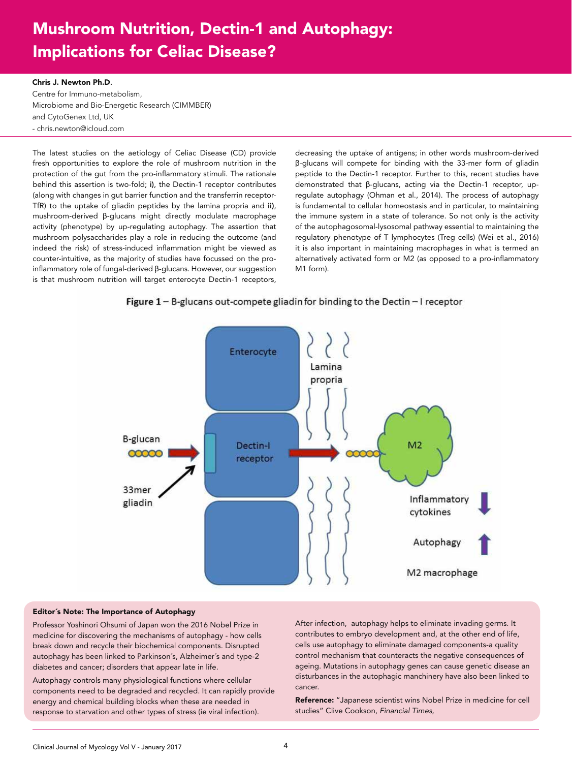# Mushroom Nutrition, Dectin-1 and Autophagy: Implications for Celiac Disease?

**Chris J. Newton Ph.D.**
Centre for Immuno-metabolism,
Microbiome and Bio-Energetic Research (CIMMBER)
and CytoGenex Ltd, UK
- chris.newton@icloud.com

The latest studies on the aetiology of Celiac Disease (CD) provide fresh opportunities to explore the role of mushroom nutrition in the protection of the gut from the pro-inflammatory stimuli. The rationale behind this assertion is two-fold; **i)**, the Dectin-1 receptor contributes (along with changes in gut barrier function and the transferrin receptor-TfR) to the uptake of gliadin peptides by the lamina propria and **ii)**, mushroom-derived β-glucans might directly modulate macrophage activity (phenotype) by up-regulating autophagy. The assertion that mushroom polysaccharides play a role in reducing the outcome (and indeed the risk) of stress-induced inflammation might be viewed as counter-intuitive, as the majority of studies have focussed on the pro-inflammatory role of fungal-derived β-glucans. However, our suggestion is that mushroom nutrition will target enterocyte Dectin-1 receptors, decreasing the uptake of antigens; in other words mushroom-derived β-glucans will compete for binding with the 33-mer form of gliadin peptide to the Dectin-1 receptor. Further to this, recent studies have demonstrated that β-glucans, acting via the Dectin-1 receptor, up-regulate autophagy (Ohman et al., 2014). The process of autophagy is fundamental to cellular homeostasis and in particular, to maintaining the immune system in a state of tolerance. So not only is the activity of the autophagosomal-lysosomal pathway essential to maintaining the regulatory phenotype of T lymphocytes (Treg cells) (Wei et al., 2016) it is also important in maintaining macrophages in what is termed an alternatively activated form or M2 (as opposed to a pro-inflammatory M1 form).

**Figure 1** – B-glucans out-compete gliadin for binding to the Dectin – I receptor

**Editor´s Note: The Importance of Autophagy**

Professor Yoshinori Ohsumi of Japan won the 2016 Nobel Prize in medicine for discovering the mechanisms of autophagy - how cells break down and recycle their biochemical components. Disrupted autophagy has been linked to Parkinson´s, Alzheimer´s and type-2 diabetes and cancer; disorders that appear late in life.

Autophagy controls many physiological functions where cellular components need to be degraded and recycled. It can rapidly provide energy and chemical building blocks when these are needed in response to starvation and other types of stress (ie viral infection).

After infection, autophagy helps to eliminate invading germs. It contributes to embryo development and, at the other end of life, cells use autophagy to eliminate damaged components-a quality control mechanism that counteracts the negative consequences of ageing. Mutations in autophagy genes can cause genetic disease an disturbances in the autophagic manchinery have also been linked to cancer.

**Reference:** "Japanese scientist wins Nobel Prize in medicine for cell studies" Clive Cookson, *Financial Times*,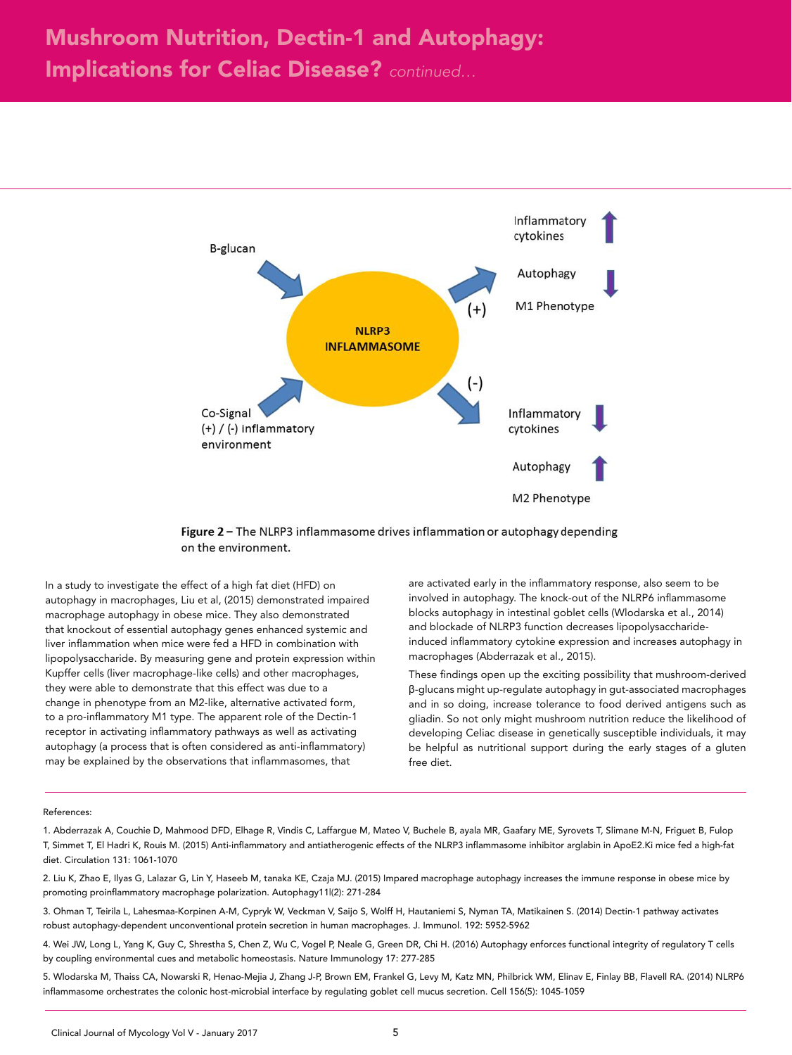# Mushroom Nutrition, Dectin-1 and Autophagy: Implications for Celiac Disease? *continued...*

B-glucan

Co-Signal
(+) / (-) inflammatory
environment

NLRP3
INFLAMMASOME

(+)

Inflammatory cytokines

Autophagy

M1 Phenotype

(-)

Inflammatory cytokines

Autophagy

M2 Phenotype

**Figure 2** – The NLRP3 inflammasome drives inflammation or autophagy depending on the environment.

In a study to investigate the effect of a high fat diet (HFD) on autophagy in macrophages, Liu et al, (2015) demonstrated impaired macrophage autophagy in obese mice. They also demonstrated that knockout of essential autophagy genes enhanced systemic and liver inflammation when mice were fed a HFD in combination with lipopolysaccharide. By measuring gene and protein expression within Kupffer cells (liver macrophage-like cells) and other macrophages, they were able to demonstrate that this effect was due to a change in phenotype from an M2-like, alternative activated form, to a pro-inflammatory M1 type. The apparent role of the Dectin-1 receptor in activating inflammatory pathways as well as activating autophagy (a process that is often considered as anti-inflammatory) may be explained by the observations that inflammasomes, that are activated early in the inflammatory response, also seem to be involved in autophagy. The knock-out of the NLRP6 inflammasome blocks autophagy in intestinal goblet cells (Wlodarska et al., 2014) and blockade of NLRP3 function decreases lipopolysaccharide-induced inflammatory cytokine expression and increases autophagy in macrophages (Abderrazak et al., 2015).

These findings open up the exciting possibility that mushroom-derived β-glucans might up-regulate autophagy in gut-associated macrophages and in so doing, increase tolerance to food derived antigens such as gliadin. So not only might mushroom nutrition reduce the likelihood of developing Celiac disease in genetically susceptible individuals, it may be helpful as nutritional support during the early stages of a gluten free diet.

References:

1. Abderrazak A, Couchie D, Mahmood DFD, Elhage R, Vindis C, Laffargue M, Mateo V, Buchele B, ayala MR, Gaafary ME, Syrovets T, Slimane M-N, Friguet B, Fulop T, Simmet T, El Hadri K, Rouis M. (2015) Anti-inflammatory and antiatherogenic effects of the NLRP3 inflammasome inhibitor arglabin in ApoE2.Ki mice fed a high-fat diet. Circulation 131: 1061-1070

2. Liu K, Zhao E, Ilyas G, Lalazar G, Lin Y, Haseeb M, tanaka KE, Czaja MJ. (2015) Impared macrophage autophagy increases the immune response in obese mice by promoting proinflammatory macrophage polarization. Autophagy11(2): 271-284

3. Ohman T, Teirila L, Lahesmaa-Korpinen A-M, Cypryk W, Veckman V, Saijo S, Wolff H, Hautaniemi S, Nyman TA, Matikainen S. (2014) Dectin-1 pathway activates robust autophagy-dependent unconventional protein secretion in human macrophages. J. Immunol. 192: 5952-5962

4. Wei JW, Long L, Yang K, Guy C, Shrestha S, Chen Z, Wu C, Vogel P, Neale G, Green DR, Chi H. (2016) Autophagy enforces functional integrity of regulatory T cells by coupling environmental cues and metabolic homeostasis. Nature Immunology 17: 277-285

5. Wlodarska M, Thaiss CA, Nowarski R, Henao-Mejia J, Zhang J-P, Brown EM, Frankel G, Levy M, Katz MN, Philbrick WM, Elinav E, Finlay BB, Flavell RA. (2014) NLRP6 inflammasome orchestrates the colonic host-microbial interface by regulating goblet cell mucus secretion. Cell 156(5): 1045-1059